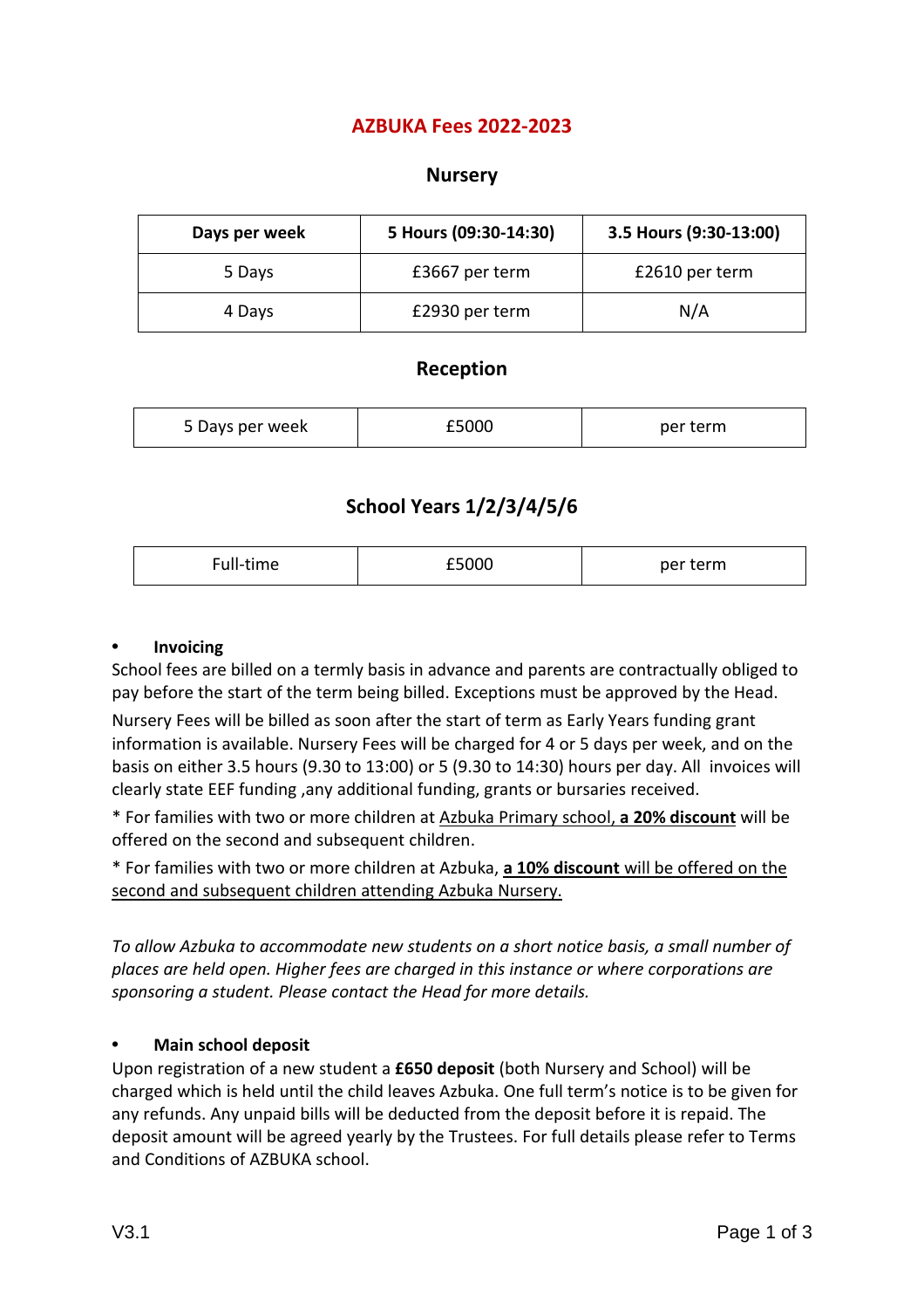# AZBUKA Fees 2022-2023

## Nursery

| Days per week | 5 Hours (09:30-14:30) | 3.5 Hours (9:30-13:00) |
|---|---|---|
| 5 Days | £3667 per term | £2610 per term |
| 4 Days | £2930 per term | N/A |

## Reception

| | | |
|---|---|---|
| 5 Days per week | £5000 | per term |

## School Years 1/2/3/4/5/6

| | | |
|---|---|---|
| Full-time | £5000 | per term |

- **Invoicing**

School fees are billed on a termly basis in advance and parents are contractually obliged to pay before the start of the term being billed. Exceptions must be approved by the Head.

Nursery Fees will be billed as soon after the start of term as Early Years funding grant information is available. Nursery Fees will be charged for 4 or 5 days per week, and on the basis on either 3.5 hours (9.30 to 13:00) or 5 (9.30 to 14:30) hours per day. All invoices will clearly state EEF funding ,any additional funding, grants or bursaries received.

* For families with two or more children at Azbuka Primary school, **a 20% discount** will be offered on the second and subsequent children.

* For families with two or more children at Azbuka, **a 10% discount** will be offered on the second and subsequent children attending Azbuka Nursery.

*To allow Azbuka to accommodate new students on a short notice basis, a small number of places are held open. Higher fees are charged in this instance or where corporations are sponsoring a student. Please contact the Head for more details.*

- **Main school deposit**

Upon registration of a new student a **£650 deposit** (both Nursery and School) will be charged which is held until the child leaves Azbuka. One full term's notice is to be given for any refunds. Any unpaid bills will be deducted from the deposit before it is repaid. The deposit amount will be agreed yearly by the Trustees. For full details please refer to Terms and Conditions of AZBUKA school.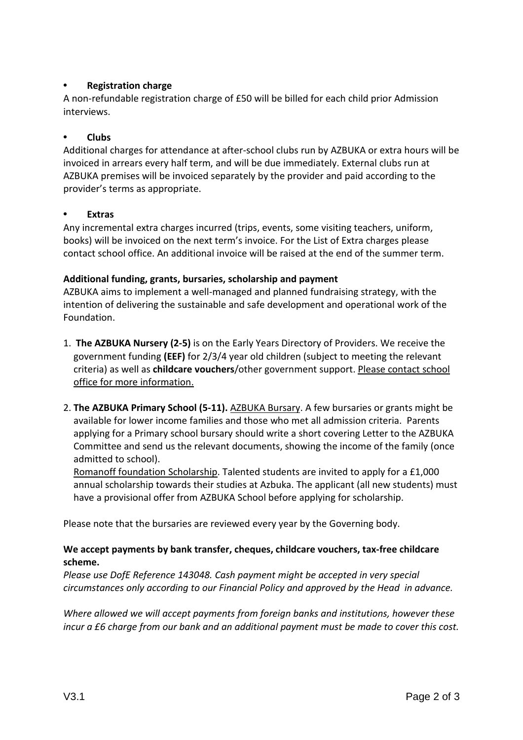- **Registration charge**

A non-refundable registration charge of £50 will be billed for each child prior Admission interviews.

- **Clubs**

Additional charges for attendance at after-school clubs run by AZBUKA or extra hours will be invoiced in arrears every half term, and will be due immediately. External clubs run at AZBUKA premises will be invoiced separately by the provider and paid according to the provider's terms as appropriate.

- **Extras**

Any incremental extra charges incurred (trips, events, some visiting teachers, uniform, books) will be invoiced on the next term's invoice. For the List of Extra charges please contact school office. An additional invoice will be raised at the end of the summer term.

**Additional funding, grants, bursaries, scholarship and payment**

AZBUKA aims to implement a well-managed and planned fundraising strategy, with the intention of delivering the sustainable and safe development and operational work of the Foundation.

1. **The AZBUKA Nursery (2-5)** is on the Early Years Directory of Providers. We receive the government funding **(EEF)** for 2/3/4 year old children (subject to meeting the relevant criteria) as well as **childcare vouchers**/other government support. Please contact school office for more information.

2. **The AZBUKA Primary School (5-11).** AZBUKA Bursary. A few bursaries or grants might be available for lower income families and those who met all admission criteria. Parents applying for a Primary school bursary should write a short covering Letter to the AZBUKA Committee and send us the relevant documents, showing the income of the family (once admitted to school).

   Romanoff foundation Scholarship. Talented students are invited to apply for a £1,000 annual scholarship towards their studies at Azbuka. The applicant (all new students) must have a provisional offer from AZBUKA School before applying for scholarship.

Please note that the bursaries are reviewed every year by the Governing body.

**We accept payments by bank transfer, cheques, childcare vouchers, tax-free childcare scheme.**

*Please use DofE Reference 143048. Cash payment might be accepted in very special circumstances only according to our Financial Policy and approved by the Head in advance.*

*Where allowed we will accept payments from foreign banks and institutions, however these incur a £6 charge from our bank and an additional payment must be made to cover this cost.*

V3.1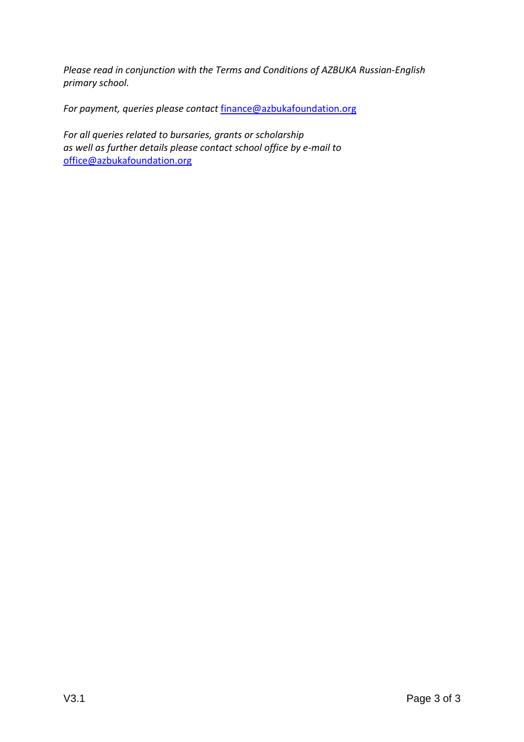*Please read in conjunction with the Terms and Conditions of AZBUKA Russian-English primary school.*

*For payment, queries please contact* [finance@azbukafoundation.org](mailto:finance@azbukafoundation.org)

*For all queries related to bursaries, grants or scholarship as well as further details please contact school office by e-mail to* [office@azbukafoundation.org](mailto:office@azbukafoundation.org)

V3.1